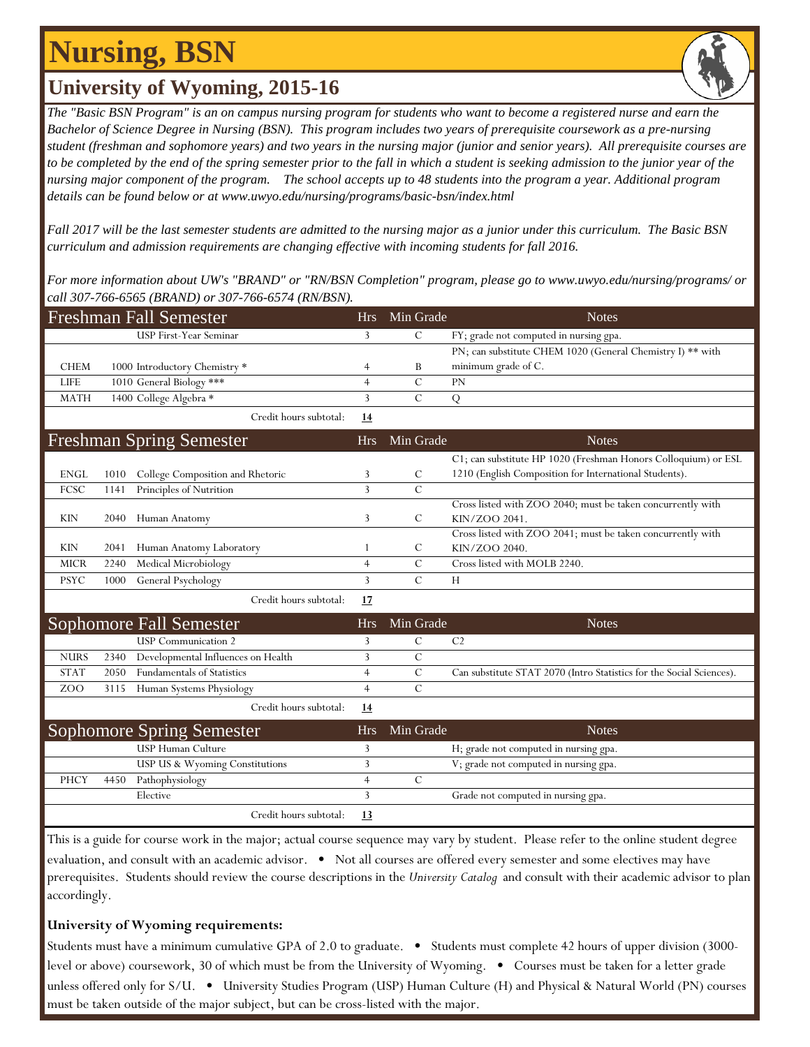# Nursing, BSN

## University of Wyoming, 2015-16

*The "Basic BSN Program" is an on campus nursing program for students who want to become a registered nurse and earn the Bachelor of Science Degree in Nursing (BSN). This program includes two years of prerequisite coursework as a pre-nursing student (freshman and sophomore years) and two years in the nursing major (junior and senior years). All prerequisite courses are to be completed by the end of the spring semester prior to the fall in which a student is seeking admission to the junior year of the nursing major component of the program. The school accepts up to 48 students into the program a year. Additional program details can be found below or at www.uwyo.edu/nursing/programs/basic-bsn/index.html*

*Fall 2017 will be the last semester students are admitted to the nursing major as a junior under this curriculum. The Basic BSN curriculum and admission requirements are changing effective with incoming students for fall 2016.*

*For more information about UW's "BRAND" or "RN/BSN Completion" program, please go to www.uwyo.edu/nursing/programs/ or call 307-766-6565 (BRAND) or 307-766-6574 (RN/BSN).*

| Freshman Fall Semester | | | Hrs | Min Grade | Notes |
|---|---|---|---|---|---|
| | | USP First-Year Seminar | 3 | C | FY; grade not computed in nursing gpa. |
| CHEM | 1000 | Introductory Chemistry * | 4 | B | PN; can substitute CHEM 1020 (General Chemistry I) ** with minimum grade of C. |
| LIFE | 1010 | General Biology *** | 4 | C | PN |
| MATH | 1400 | College Algebra * | 3 | C | Q |
| | | Credit hours subtotal: | **14** | | |

| Freshman Spring Semester | | | Hrs | Min Grade | Notes |
|---|---|---|---|---|---|
| ENGL | 1010 | College Composition and Rhetoric | 3 | C | C1; can substitute HP 1020 (Freshman Honors Colloquium) or ESL 1210 (English Composition for International Students). |
| FCSC | 1141 | Principles of Nutrition | 3 | C | |
| KIN | 2040 | Human Anatomy | 3 | C | Cross listed with ZOO 2040; must be taken concurrently with KIN/ZOO 2041. |
| KIN | 2041 | Human Anatomy Laboratory | 1 | C | Cross listed with ZOO 2041; must be taken concurrently with KIN/ZOO 2040. |
| MICR | 2240 | Medical Microbiology | 4 | C | Cross listed with MOLB 2240. |
| PSYC | 1000 | General Psychology | 3 | C | H |
| | | Credit hours subtotal: | **17** | | |

| Sophomore Fall Semester | | | Hrs | Min Grade | Notes |
|---|---|---|---|---|---|
| | | USP Communication 2 | 3 | C | C2 |
| NURS | 2340 | Developmental Influences on Health | 3 | C | |
| STAT | 2050 | Fundamentals of Statistics | 4 | C | Can substitute STAT 2070 (Intro Statistics for the Social Sciences). |
| ZOO | 3115 | Human Systems Physiology | 4 | C | |
| | | Credit hours subtotal: | **14** | | |

| Sophomore Spring Semester | | | Hrs | Min Grade | Notes |
|---|---|---|---|---|---|
| | | USP Human Culture | 3 | | H; grade not computed in nursing gpa. |
| | | USP US & Wyoming Constitutions | 3 | | V; grade not computed in nursing gpa. |
| PHCY | 4450 | Pathophysiology | 4 | C | |
| | | Elective | 3 | | Grade not computed in nursing gpa. |
| | | Credit hours subtotal: | **13** | | |

This is a guide for course work in the major; actual course sequence may vary by student. Please refer to the online student degree evaluation, and consult with an academic advisor. • Not all courses are offered every semester and some electives may have prerequisites. Students should review the course descriptions in the *University Catalog* and consult with their academic advisor to plan accordingly.

**University of Wyoming requirements:**

Students must have a minimum cumulative GPA of 2.0 to graduate. • Students must complete 42 hours of upper division (3000-level or above) coursework, 30 of which must be from the University of Wyoming. • Courses must be taken for a letter grade unless offered only for S/U. • University Studies Program (USP) Human Culture (H) and Physical & Natural World (PN) courses must be taken outside of the major subject, but can be cross-listed with the major.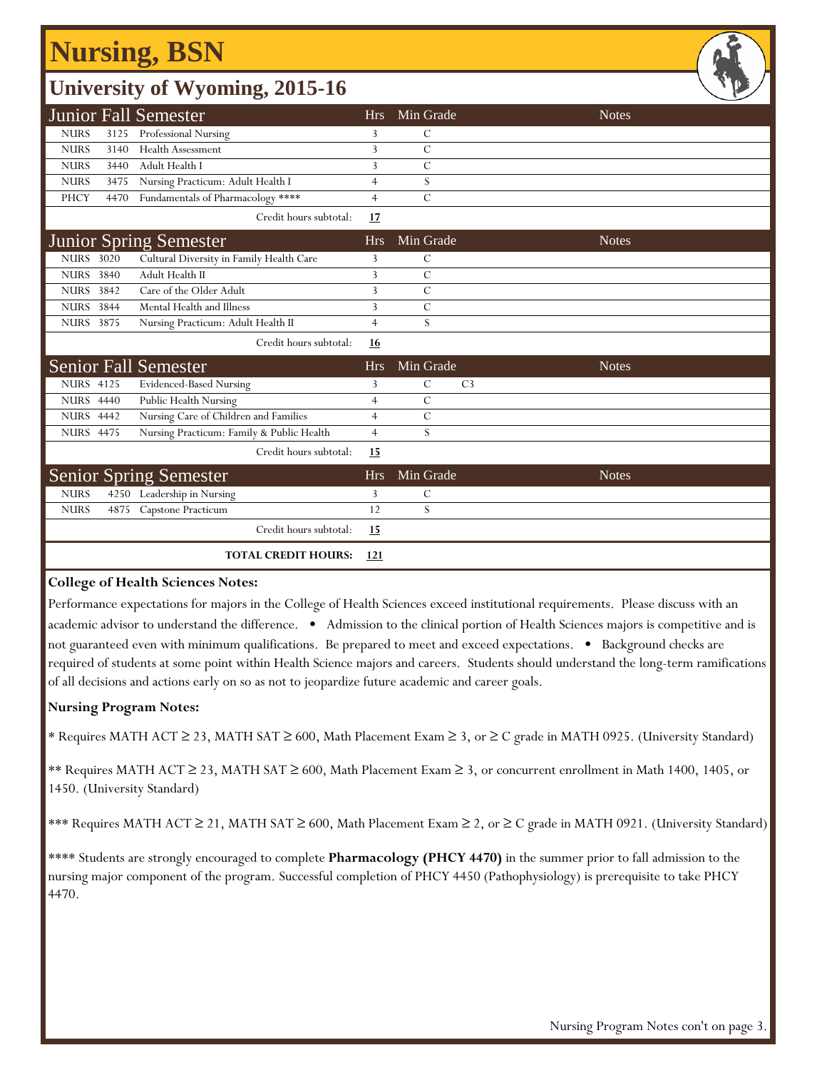# Nursing, BSN

## University of Wyoming, 2015-16

| Junior Fall Semester | | | Hrs | Min Grade | | Notes |
|---|---|---|---|---|---|---|
| NURS | 3125 | Professional Nursing | 3 | C | | |
| NURS | 3140 | Health Assessment | 3 | C | | |
| NURS | 3440 | Adult Health I | 3 | C | | |
| NURS | 3475 | Nursing Practicum: Adult Health I | 4 | S | | |
| PHCY | 4470 | Fundamentals of Pharmacology **** | 4 | C | | |
| | | Credit hours subtotal: | **17** | | | |

| Junior Spring Semester | | | Hrs | Min Grade | | Notes |
|---|---|---|---|---|---|---|
| NURS | 3020 | Cultural Diversity in Family Health Care | 3 | C | | |
| NURS | 3840 | Adult Health II | 3 | C | | |
| NURS | 3842 | Care of the Older Adult | 3 | C | | |
| NURS | 3844 | Mental Health and Illness | 3 | C | | |
| NURS | 3875 | Nursing Practicum: Adult Health II | 4 | S | | |
| | | Credit hours subtotal: | **16** | | | |

| Senior Fall Semester | | | Hrs | Min Grade | | Notes |
|---|---|---|---|---|---|---|
| NURS | 4125 | Evidenced-Based Nursing | 3 | C | C3 | |
| NURS | 4440 | Public Health Nursing | 4 | C | | |
| NURS | 4442 | Nursing Care of Children and Families | 4 | C | | |
| NURS | 4475 | Nursing Practicum: Family & Public Health | 4 | S | | |
| | | Credit hours subtotal: | **15** | | | |

| Senior Spring Semester | | | Hrs | Min Grade | | Notes |
|---|---|---|---|---|---|---|
| NURS | 4250 | Leadership in Nursing | 3 | C | | |
| NURS | 4875 | Capstone Practicum | 12 | S | | |
| | | Credit hours subtotal: | **15** | | | |
| | | **TOTAL CREDIT HOURS:** | **121** | | | |

**College of Health Sciences Notes:**

Performance expectations for majors in the College of Health Sciences exceed institutional requirements. Please discuss with an academic advisor to understand the difference. • Admission to the clinical portion of Health Sciences majors is competitive and is not guaranteed even with minimum qualifications. Be prepared to meet and exceed expectations. • Background checks are required of students at some point within Health Science majors and careers. Students should understand the long-term ramifications of all decisions and actions early on so as not to jeopardize future academic and career goals.

**Nursing Program Notes:**

* Requires MATH ACT ≥ 23, MATH SAT ≥ 600, Math Placement Exam ≥ 3, or ≥ C grade in MATH 0925. (University Standard)

** Requires MATH ACT ≥ 23, MATH SAT ≥ 600, Math Placement Exam ≥ 3, or concurrent enrollment in Math 1400, 1405, or 1450. (University Standard)

*** Requires MATH ACT ≥ 21, MATH SAT ≥ 600, Math Placement Exam ≥ 2, or ≥ C grade in MATH 0921. (University Standard)

**** Students are strongly encouraged to complete **Pharmacology (PHCY 4470)** in the summer prior to fall admission to the nursing major component of the program. Successful completion of PHCY 4450 (Pathophysiology) is prerequisite to take PHCY 4470.

Nursing Program Notes con't on page 3.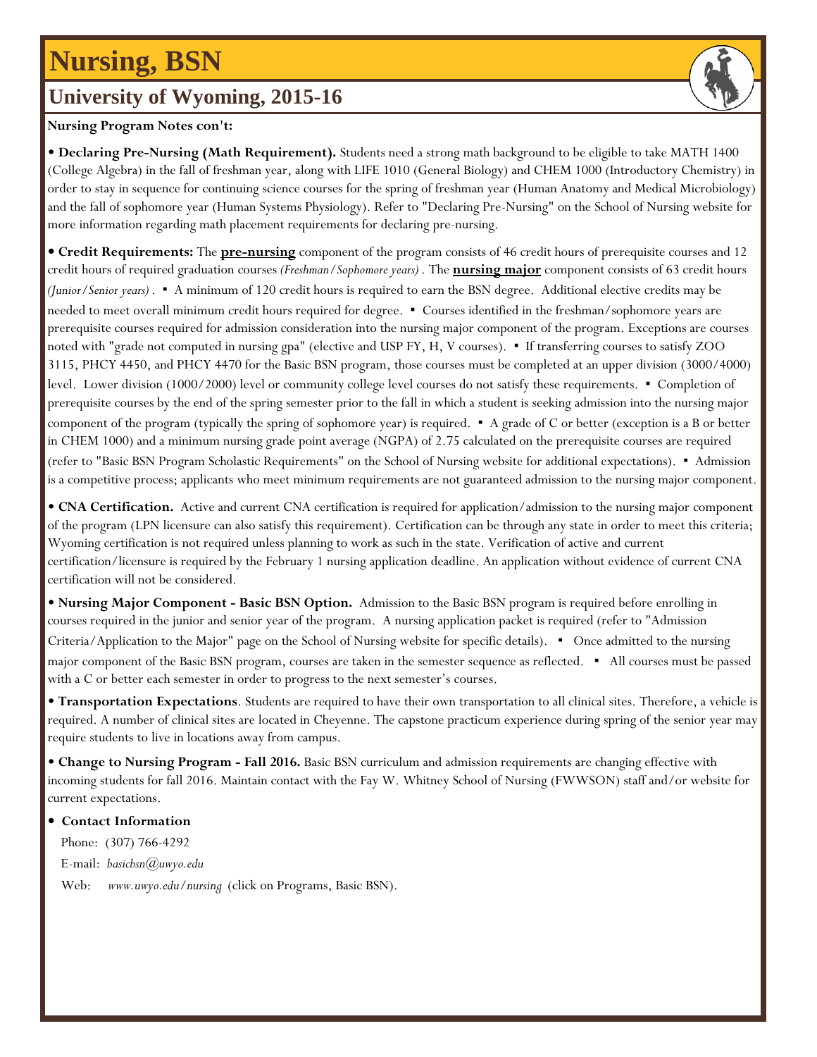# Nursing, BSN

## University of Wyoming, 2015-16

**Nursing Program Notes con't:**

• **Declaring Pre-Nursing (Math Requirement).** Students need a strong math background to be eligible to take MATH 1400 (College Algebra) in the fall of freshman year, along with LIFE 1010 (General Biology) and CHEM 1000 (Introductory Chemistry) in order to stay in sequence for continuing science courses for the spring of freshman year (Human Anatomy and Medical Microbiology) and the fall of sophomore year (Human Systems Physiology). Refer to "Declaring Pre-Nursing" on the School of Nursing website for more information regarding math placement requirements for declaring pre-nursing.

• **Credit Requirements:** The **pre-nursing** component of the program consists of 46 credit hours of prerequisite courses and 12 credit hours of required graduation courses *(Freshman/Sophomore years)*. The **nursing major** component consists of 63 credit hours *(Junior/Senior years)*. ▪ A minimum of 120 credit hours is required to earn the BSN degree. Additional elective credits may be needed to meet overall minimum credit hours required for degree. ▪ Courses identified in the freshman/sophomore years are prerequisite courses required for admission consideration into the nursing major component of the program. Exceptions are courses noted with "grade not computed in nursing gpa" (elective and USP FY, H, V courses). ▪ If transferring courses to satisfy ZOO 3115, PHCY 4450, and PHCY 4470 for the Basic BSN program, those courses must be completed at an upper division (3000/4000) level. Lower division (1000/2000) level or community college level courses do not satisfy these requirements. ▪ Completion of prerequisite courses by the end of the spring semester prior to the fall in which a student is seeking admission into the nursing major component of the program (typically the spring of sophomore year) is required. ▪ A grade of C or better (exception is a B or better in CHEM 1000) and a minimum nursing grade point average (NGPA) of 2.75 calculated on the prerequisite courses are required (refer to "Basic BSN Program Scholastic Requirements" on the School of Nursing website for additional expectations). ▪ Admission is a competitive process; applicants who meet minimum requirements are not guaranteed admission to the nursing major component.

• **CNA Certification.** Active and current CNA certification is required for application/admission to the nursing major component of the program (LPN licensure can also satisfy this requirement). Certification can be through any state in order to meet this criteria; Wyoming certification is not required unless planning to work as such in the state. Verification of active and current certification/licensure is required by the February 1 nursing application deadline. An application without evidence of current CNA certification will not be considered.

• **Nursing Major Component - Basic BSN Option.** Admission to the Basic BSN program is required before enrolling in courses required in the junior and senior year of the program. A nursing application packet is required (refer to "Admission Criteria/Application to the Major" page on the School of Nursing website for specific details). ▪ Once admitted to the nursing major component of the Basic BSN program, courses are taken in the semester sequence as reflected. ▪ All courses must be passed with a C or better each semester in order to progress to the next semester's courses.

• **Transportation Expectations**. Students are required to have their own transportation to all clinical sites. Therefore, a vehicle is required. A number of clinical sites are located in Cheyenne. The capstone practicum experience during spring of the senior year may require students to live in locations away from campus.

• **Change to Nursing Program - Fall 2016.** Basic BSN curriculum and admission requirements are changing effective with incoming students for fall 2016. Maintain contact with the Fay W. Whitney School of Nursing (FWWSON) staff and/or website for current expectations.

• **Contact Information**

Phone: (307) 766-4292

E-mail: *basicbsn@uwyo.edu*

Web: *www.uwyo.edu/nursing* (click on Programs, Basic BSN).